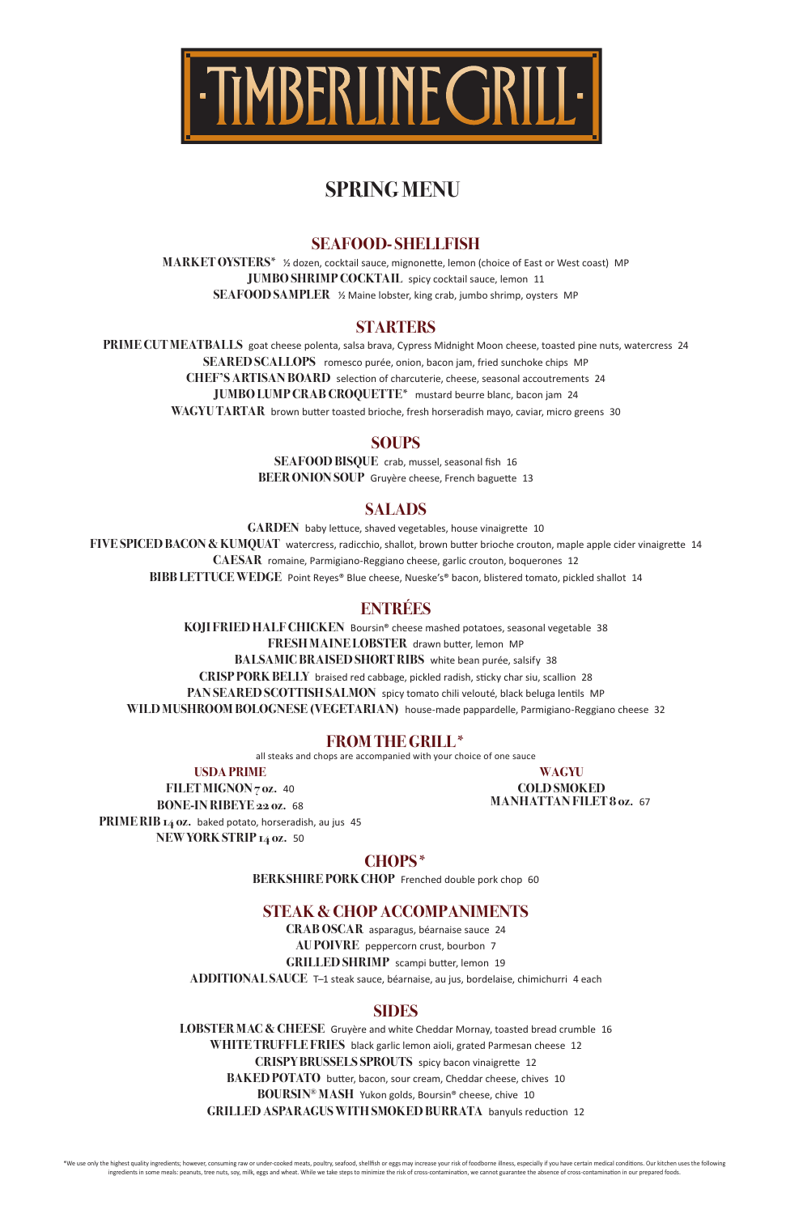# TIMBERLINE GRILL

## SPRING MENU

### SEAFOOD- SHELLFISH

**MARKET OYSTERS*** ½ dozen, cocktail sauce, mignonette, lemon (choice of East or West coast) MP
**JUMBO SHRIMP COCKTAIL** spicy cocktail sauce, lemon 11
**SEAFOOD SAMPLER** ½ Maine lobster, king crab, jumbo shrimp, oysters MP

### STARTERS

**PRIME CUT MEATBALLS** goat cheese polenta, salsa brava, Cypress Midnight Moon cheese, toasted pine nuts, watercress 24
**SEARED SCALLOPS** romesco purée, onion, bacon jam, fried sunchoke chips MP
**CHEF'S ARTISAN BOARD** selection of charcuterie, cheese, seasonal accoutrements 24
**JUMBO LUMP CRAB CROQUETTE*** mustard beurre blanc, bacon jam 24
**WAGYU TARTAR** brown butter toasted brioche, fresh horseradish mayo, caviar, micro greens 30

### SOUPS

**SEAFOOD BISQUE** crab, mussel, seasonal fish 16
**BEER ONION SOUP** Gruyère cheese, French baguette 13

### SALADS

**GARDEN** baby lettuce, shaved vegetables, house vinaigrette 10
**FIVE SPICED BACON & KUMQUAT** watercress, radicchio, shallot, brown butter brioche crouton, maple apple cider vinaigrette 14
**CAESAR** romaine, Parmigiano-Reggiano cheese, garlic crouton, boquerones 12
**BIBB LETTUCE WEDGE** Point Reyes® Blue cheese, Nueske's® bacon, blistered tomato, pickled shallot 14

### ENTRÉES

**KOJI FRIED HALF CHICKEN** Boursin® cheese mashed potatoes, seasonal vegetable 38
**FRESH MAINE LOBSTER** drawn butter, lemon MP
**BALSAMIC BRAISED SHORT RIBS** white bean purée, salsify 38
**CRISP PORK BELLY** braised red cabbage, pickled radish, sticky char siu, scallion 28
**PAN SEARED SCOTTISH SALMON** spicy tomato chili velouté, black beluga lentils MP
**WILD MUSHROOM BOLOGNESE (VEGETARIAN)** house-made pappardelle, Parmigiano-Reggiano cheese 32

### FROM THE GRILL*

all steaks and chops are accompanied with your choice of one sauce

**USDA PRIME**

**FILET MIGNON 7 oz.** 40
**BONE-IN RIBEYE 22 oz.** 68
**PRIME RIB 14 oz.** baked potato, horseradish, au jus 45
**NEW YORK STRIP 14 oz.** 50

**WAGYU**

**COLD SMOKED MANHATTAN FILET 8 oz.** 67

### CHOPS*

**BERKSHIRE PORK CHOP** Frenched double pork chop 60

### STEAK & CHOP ACCOMPANIMENTS

**CRAB OSCAR** asparagus, béarnaise sauce 24
**AU POIVRE** peppercorn crust, bourbon 7
**GRILLED SHRIMP** scampi butter, lemon 19
**ADDITIONAL SAUCE** T–1 steak sauce, béarnaise, au jus, bordelaise, chimichurri 4 each

### SIDES

**LOBSTER MAC & CHEESE** Gruyère and white Cheddar Mornay, toasted bread crumble 16
**WHITE TRUFFLE FRIES** black garlic lemon aioli, grated Parmesan cheese 12
**CRISPY BRUSSELS SPROUTS** spicy bacon vinaigrette 12
**BAKED POTATO** butter, bacon, sour cream, Cheddar cheese, chives 10
**BOURSIN® MASH** Yukon golds, Boursin® cheese, chive 10
**GRILLED ASPARAGUS WITH SMOKED BURRATA** banyuls reduction 12

*We use only the highest quality ingredients; however, consuming raw or under-cooked meats, poultry, seafood, shellfish or eggs may increase your risk of foodborne illness, especially if you have certain medical conditions. Our kitchen uses the following ingredients in some meals: peanuts, tree nuts, soy, milk, eggs and wheat. While we take steps to minimize the risk of cross-contamination, we cannot guarantee the absence of cross-contamination in our prepared foods.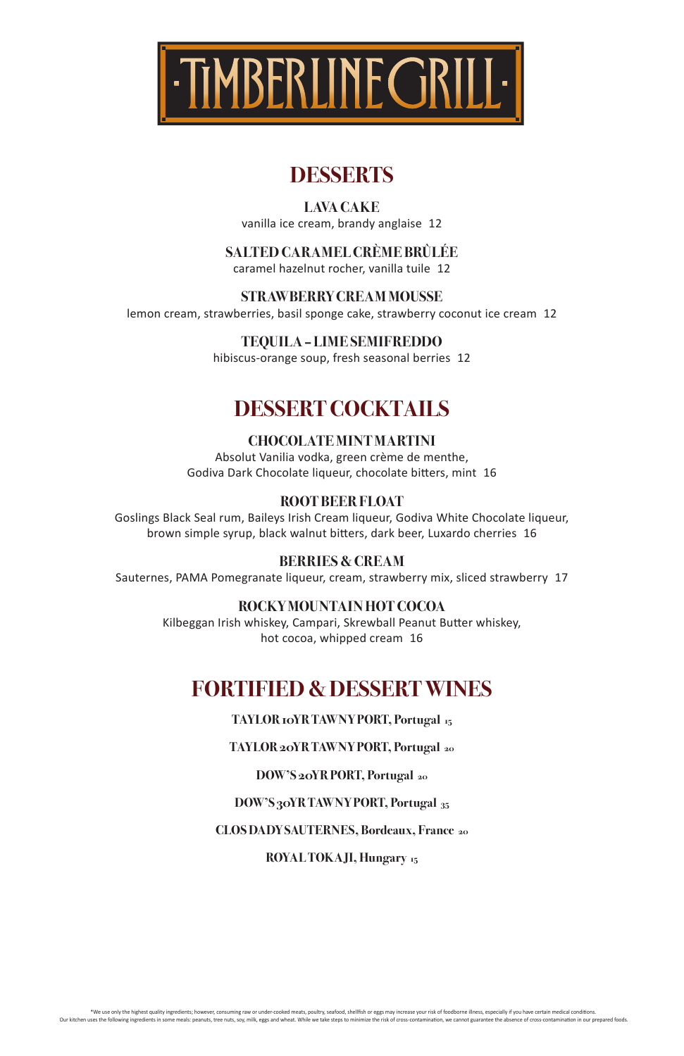# TIMBERLINE GRILL

## DESSERTS

### LAVA CAKE
vanilla ice cream, brandy anglaise 12

### SALTED CARAMEL CRÈME BRÙLÉE
caramel hazelnut rocher, vanilla tuile 12

### STRAWBERRY CREAM MOUSSE
lemon cream, strawberries, basil sponge cake, strawberry coconut ice cream 12

### TEQUILA – LIME SEMIFREDDO
hibiscus-orange soup, fresh seasonal berries 12

## DESSERT COCKTAILS

### CHOCOLATE MINT MARTINI
Absolut Vanilia vodka, green crème de menthe, Godiva Dark Chocolate liqueur, chocolate bitters, mint 16

### ROOT BEER FLOAT
Goslings Black Seal rum, Baileys Irish Cream liqueur, Godiva White Chocolate liqueur, brown simple syrup, black walnut bitters, dark beer, Luxardo cherries 16

### BERRIES & CREAM
Sauternes, PAMA Pomegranate liqueur, cream, strawberry mix, sliced strawberry 17

### ROCKY MOUNTAIN HOT COCOA
Kilbeggan Irish whiskey, Campari, Skrewball Peanut Butter whiskey, hot cocoa, whipped cream 16

## FORTIFIED & DESSERT WINES

**TAYLOR 10YR TAWNY PORT, Portugal** 15

**TAYLOR 20YR TAWNY PORT, Portugal** 20

**DOW'S 20YR PORT, Portugal** 20

**DOW'S 30YR TAWNY PORT, Portugal** 35

**CLOS DADY SAUTERNES, Bordeaux, France** 20

**ROYAL TOKAJI, Hungary** 15

*We use only the highest quality ingredients; however, consuming raw or under-cooked meats, poultry, seafood, shellfish or eggs may increase your risk of foodborne illness, especially if you have certain medical conditions.
Our kitchen uses the following ingredients in some meals: peanuts, tree nuts, soy, milk, eggs and wheat. While we take steps to minimize the risk of cross-contamination, we cannot guarantee the absence of cross-contamination in our prepared foods.